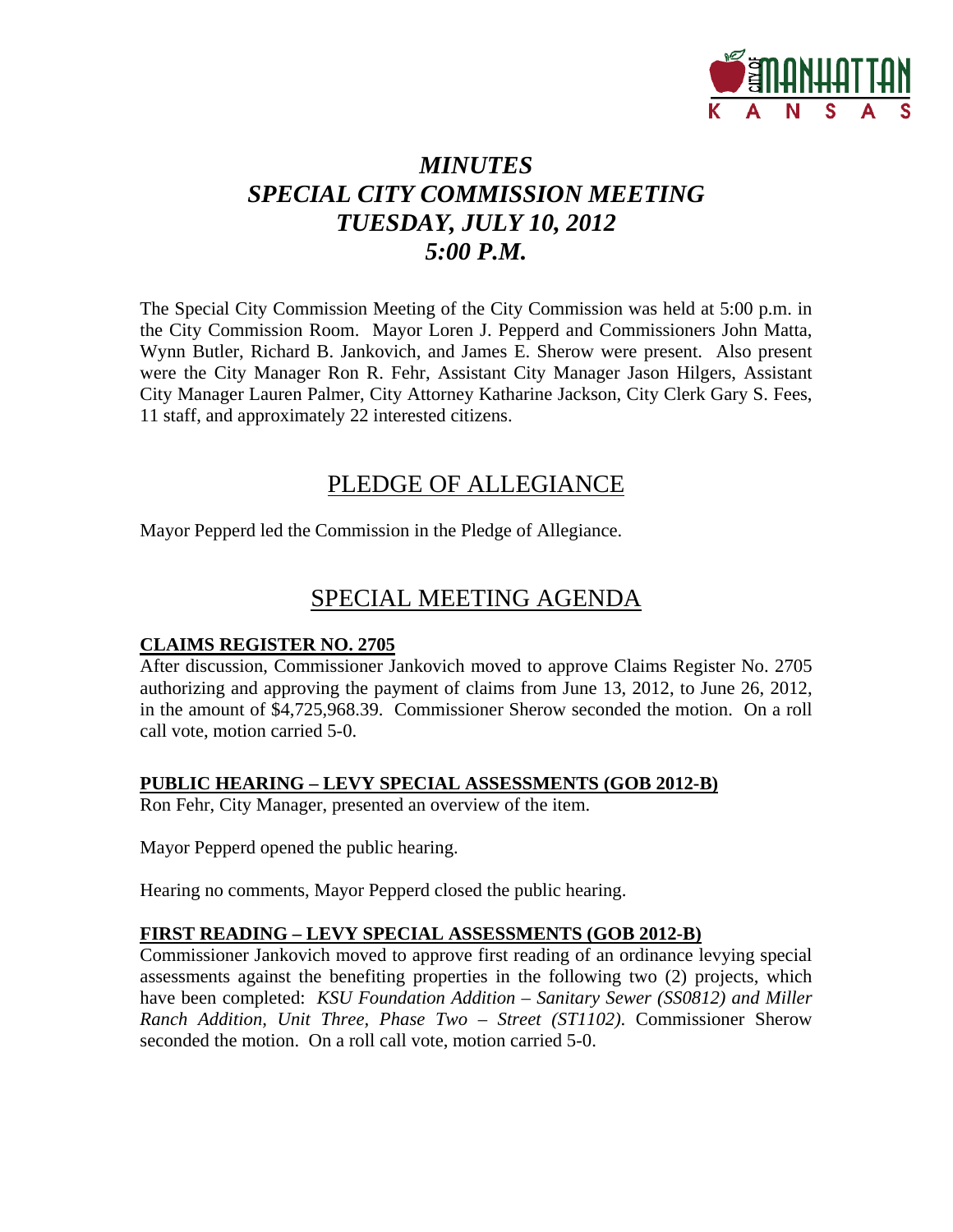# *MINUTES*
# *SPECIAL CITY COMMISSION MEETING*
# *TUESDAY, JULY 10, 2012*
# *5:00 P.M.*

The Special City Commission Meeting of the City Commission was held at 5:00 p.m. in the City Commission Room. Mayor Loren J. Pepperd and Commissioners John Matta, Wynn Butler, Richard B. Jankovich, and James E. Sherow were present. Also present were the City Manager Ron R. Fehr, Assistant City Manager Jason Hilgers, Assistant City Manager Lauren Palmer, City Attorney Katharine Jackson, City Clerk Gary S. Fees, 11 staff, and approximately 22 interested citizens.

## PLEDGE OF ALLEGIANCE

Mayor Pepperd led the Commission in the Pledge of Allegiance.

## SPECIAL MEETING AGENDA

**CLAIMS REGISTER NO. 2705**

After discussion, Commissioner Jankovich moved to approve Claims Register No. 2705 authorizing and approving the payment of claims from June 13, 2012, to June 26, 2012, in the amount of $4,725,968.39. Commissioner Sherow seconded the motion. On a roll call vote, motion carried 5-0.

**PUBLIC HEARING – LEVY SPECIAL ASSESSMENTS (GOB 2012-B)**

Ron Fehr, City Manager, presented an overview of the item.

Mayor Pepperd opened the public hearing.

Hearing no comments, Mayor Pepperd closed the public hearing.

**FIRST READING – LEVY SPECIAL ASSESSMENTS (GOB 2012-B)**

Commissioner Jankovich moved to approve first reading of an ordinance levying special assessments against the benefiting properties in the following two (2) projects, which have been completed: *KSU Foundation Addition – Sanitary Sewer (SS0812) and Miller Ranch Addition, Unit Three, Phase Two – Street (ST1102)*. Commissioner Sherow seconded the motion. On a roll call vote, motion carried 5-0.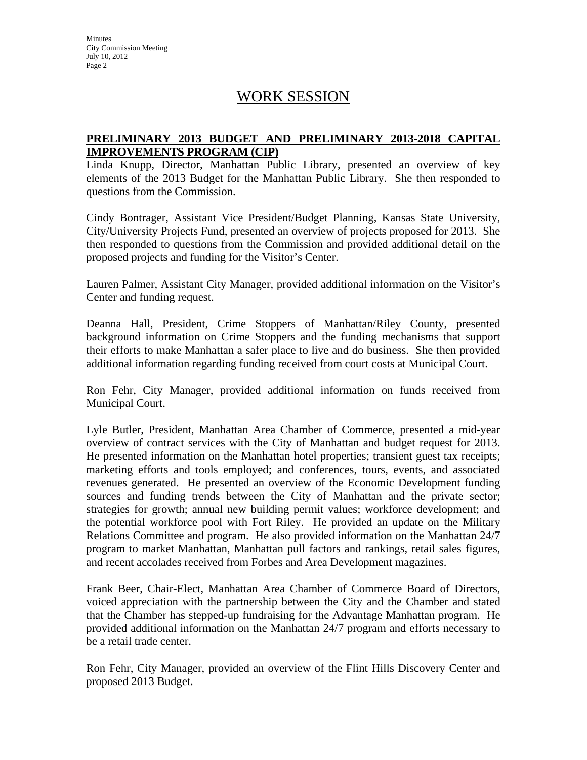# WORK SESSION

## PRELIMINARY 2013 BUDGET AND PRELIMINARY 2013-2018 CAPITAL IMPROVEMENTS PROGRAM (CIP)

Linda Knupp, Director, Manhattan Public Library, presented an overview of key elements of the 2013 Budget for the Manhattan Public Library. She then responded to questions from the Commission.

Cindy Bontrager, Assistant Vice President/Budget Planning, Kansas State University, City/University Projects Fund, presented an overview of projects proposed for 2013. She then responded to questions from the Commission and provided additional detail on the proposed projects and funding for the Visitor's Center.

Lauren Palmer, Assistant City Manager, provided additional information on the Visitor's Center and funding request.

Deanna Hall, President, Crime Stoppers of Manhattan/Riley County, presented background information on Crime Stoppers and the funding mechanisms that support their efforts to make Manhattan a safer place to live and do business. She then provided additional information regarding funding received from court costs at Municipal Court.

Ron Fehr, City Manager, provided additional information on funds received from Municipal Court.

Lyle Butler, President, Manhattan Area Chamber of Commerce, presented a mid-year overview of contract services with the City of Manhattan and budget request for 2013. He presented information on the Manhattan hotel properties; transient guest tax receipts; marketing efforts and tools employed; and conferences, tours, events, and associated revenues generated. He presented an overview of the Economic Development funding sources and funding trends between the City of Manhattan and the private sector; strategies for growth; annual new building permit values; workforce development; and the potential workforce pool with Fort Riley. He provided an update on the Military Relations Committee and program. He also provided information on the Manhattan 24/7 program to market Manhattan, Manhattan pull factors and rankings, retail sales figures, and recent accolades received from Forbes and Area Development magazines.

Frank Beer, Chair-Elect, Manhattan Area Chamber of Commerce Board of Directors, voiced appreciation with the partnership between the City and the Chamber and stated that the Chamber has stepped-up fundraising for the Advantage Manhattan program. He provided additional information on the Manhattan 24/7 program and efforts necessary to be a retail trade center.

Ron Fehr, City Manager, provided an overview of the Flint Hills Discovery Center and proposed 2013 Budget.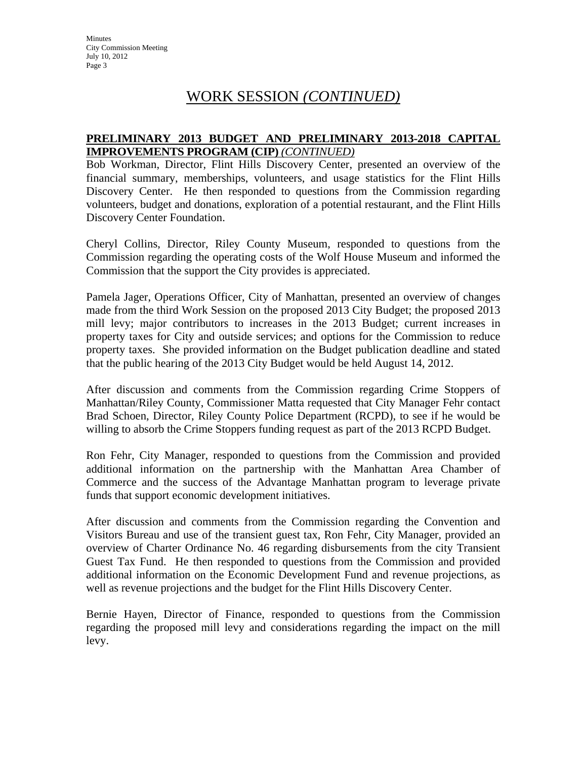# WORK SESSION *(CONTINUED)*

**PRELIMINARY 2013 BUDGET AND PRELIMINARY 2013-2018 CAPITAL IMPROVEMENTS PROGRAM (CIP)** *(CONTINUED)*

Bob Workman, Director, Flint Hills Discovery Center, presented an overview of the financial summary, memberships, volunteers, and usage statistics for the Flint Hills Discovery Center. He then responded to questions from the Commission regarding volunteers, budget and donations, exploration of a potential restaurant, and the Flint Hills Discovery Center Foundation.

Cheryl Collins, Director, Riley County Museum, responded to questions from the Commission regarding the operating costs of the Wolf House Museum and informed the Commission that the support the City provides is appreciated.

Pamela Jager, Operations Officer, City of Manhattan, presented an overview of changes made from the third Work Session on the proposed 2013 City Budget; the proposed 2013 mill levy; major contributors to increases in the 2013 Budget; current increases in property taxes for City and outside services; and options for the Commission to reduce property taxes. She provided information on the Budget publication deadline and stated that the public hearing of the 2013 City Budget would be held August 14, 2012.

After discussion and comments from the Commission regarding Crime Stoppers of Manhattan/Riley County, Commissioner Matta requested that City Manager Fehr contact Brad Schoen, Director, Riley County Police Department (RCPD), to see if he would be willing to absorb the Crime Stoppers funding request as part of the 2013 RCPD Budget.

Ron Fehr, City Manager, responded to questions from the Commission and provided additional information on the partnership with the Manhattan Area Chamber of Commerce and the success of the Advantage Manhattan program to leverage private funds that support economic development initiatives.

After discussion and comments from the Commission regarding the Convention and Visitors Bureau and use of the transient guest tax, Ron Fehr, City Manager, provided an overview of Charter Ordinance No. 46 regarding disbursements from the city Transient Guest Tax Fund. He then responded to questions from the Commission and provided additional information on the Economic Development Fund and revenue projections, as well as revenue projections and the budget for the Flint Hills Discovery Center.

Bernie Hayen, Director of Finance, responded to questions from the Commission regarding the proposed mill levy and considerations regarding the impact on the mill levy.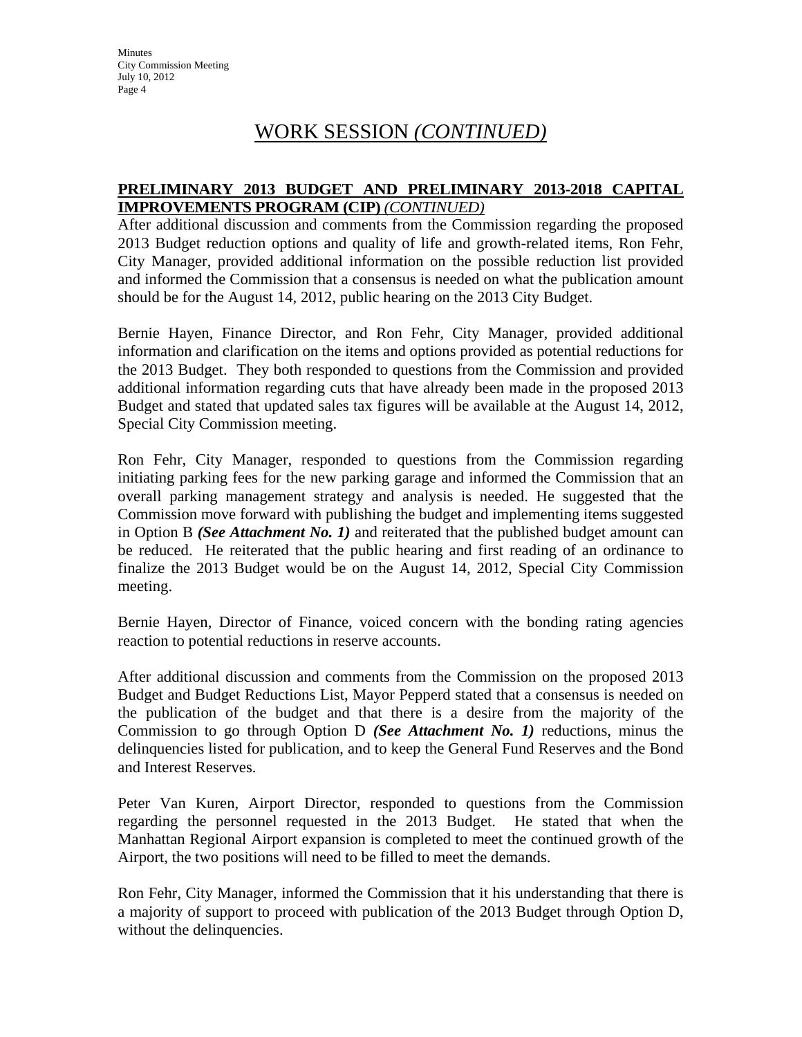## WORK SESSION *(CONTINUED)*

**PRELIMINARY 2013 BUDGET AND PRELIMINARY 2013-2018 CAPITAL IMPROVEMENTS PROGRAM (CIP)** *(CONTINUED)*

After additional discussion and comments from the Commission regarding the proposed 2013 Budget reduction options and quality of life and growth-related items, Ron Fehr, City Manager, provided additional information on the possible reduction list provided and informed the Commission that a consensus is needed on what the publication amount should be for the August 14, 2012, public hearing on the 2013 City Budget.

Bernie Hayen, Finance Director, and Ron Fehr, City Manager, provided additional information and clarification on the items and options provided as potential reductions for the 2013 Budget. They both responded to questions from the Commission and provided additional information regarding cuts that have already been made in the proposed 2013 Budget and stated that updated sales tax figures will be available at the August 14, 2012, Special City Commission meeting.

Ron Fehr, City Manager, responded to questions from the Commission regarding initiating parking fees for the new parking garage and informed the Commission that an overall parking management strategy and analysis is needed. He suggested that the Commission move forward with publishing the budget and implementing items suggested in Option B ***(See Attachment No. 1)*** and reiterated that the published budget amount can be reduced. He reiterated that the public hearing and first reading of an ordinance to finalize the 2013 Budget would be on the August 14, 2012, Special City Commission meeting.

Bernie Hayen, Director of Finance, voiced concern with the bonding rating agencies reaction to potential reductions in reserve accounts.

After additional discussion and comments from the Commission on the proposed 2013 Budget and Budget Reductions List, Mayor Pepperd stated that a consensus is needed on the publication of the budget and that there is a desire from the majority of the Commission to go through Option D ***(See Attachment No. 1)*** reductions, minus the delinquencies listed for publication, and to keep the General Fund Reserves and the Bond and Interest Reserves.

Peter Van Kuren, Airport Director, responded to questions from the Commission regarding the personnel requested in the 2013 Budget. He stated that when the Manhattan Regional Airport expansion is completed to meet the continued growth of the Airport, the two positions will need to be filled to meet the demands.

Ron Fehr, City Manager, informed the Commission that it his understanding that there is a majority of support to proceed with publication of the 2013 Budget through Option D, without the delinquencies.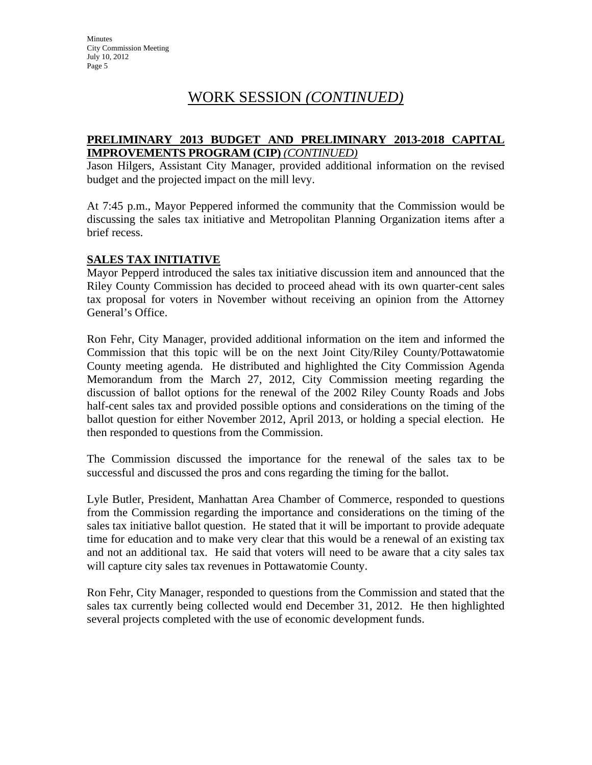# WORK SESSION *(CONTINUED)*

**PRELIMINARY 2013 BUDGET AND PRELIMINARY 2013-2018 CAPITAL IMPROVEMENTS PROGRAM (CIP)** *(CONTINUED)*

Jason Hilgers, Assistant City Manager, provided additional information on the revised budget and the projected impact on the mill levy.

At 7:45 p.m., Mayor Peppered informed the community that the Commission would be discussing the sales tax initiative and Metropolitan Planning Organization items after a brief recess.

**SALES TAX INITIATIVE**

Mayor Pepperd introduced the sales tax initiative discussion item and announced that the Riley County Commission has decided to proceed ahead with its own quarter-cent sales tax proposal for voters in November without receiving an opinion from the Attorney General's Office.

Ron Fehr, City Manager, provided additional information on the item and informed the Commission that this topic will be on the next Joint City/Riley County/Pottawatomie County meeting agenda. He distributed and highlighted the City Commission Agenda Memorandum from the March 27, 2012, City Commission meeting regarding the discussion of ballot options for the renewal of the 2002 Riley County Roads and Jobs half-cent sales tax and provided possible options and considerations on the timing of the ballot question for either November 2012, April 2013, or holding a special election. He then responded to questions from the Commission.

The Commission discussed the importance for the renewal of the sales tax to be successful and discussed the pros and cons regarding the timing for the ballot.

Lyle Butler, President, Manhattan Area Chamber of Commerce, responded to questions from the Commission regarding the importance and considerations on the timing of the sales tax initiative ballot question. He stated that it will be important to provide adequate time for education and to make very clear that this would be a renewal of an existing tax and not an additional tax. He said that voters will need to be aware that a city sales tax will capture city sales tax revenues in Pottawatomie County.

Ron Fehr, City Manager, responded to questions from the Commission and stated that the sales tax currently being collected would end December 31, 2012. He then highlighted several projects completed with the use of economic development funds.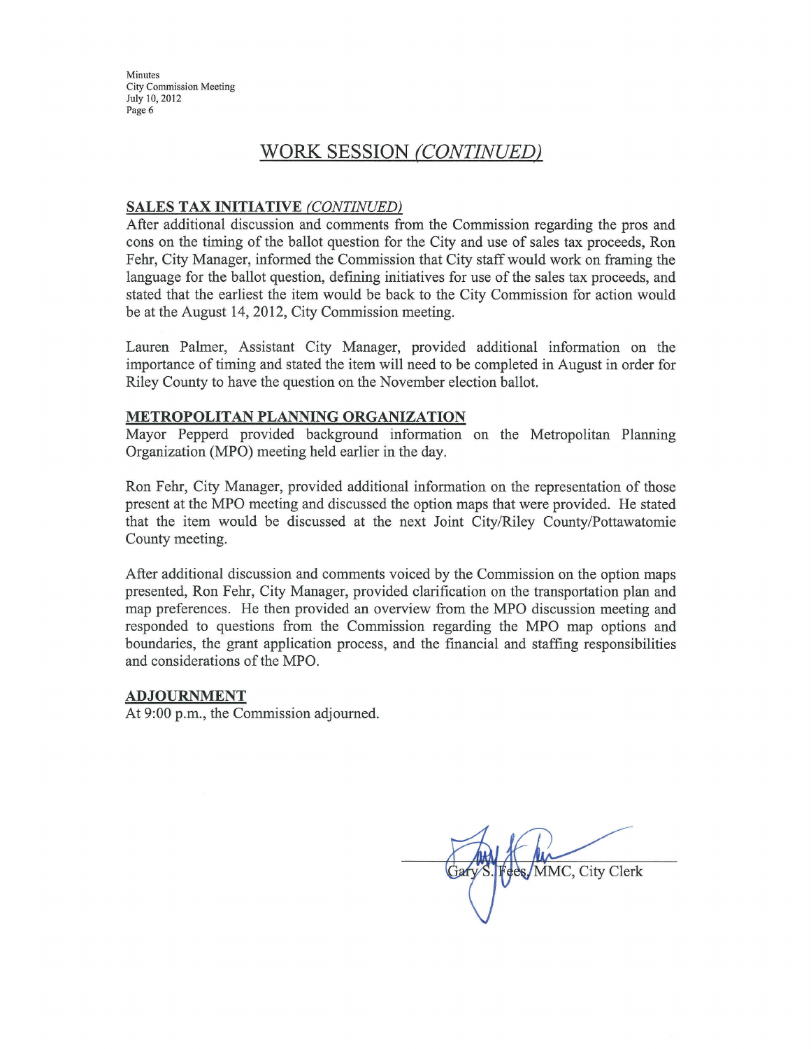## WORK SESSION *(CONTINUED)*

**SALES TAX INITIATIVE** *(CONTINUED)*

After additional discussion and comments from the Commission regarding the pros and cons on the timing of the ballot question for the City and use of sales tax proceeds, Ron Fehr, City Manager, informed the Commission that City staff would work on framing the language for the ballot question, defining initiatives for use of the sales tax proceeds, and stated that the earliest the item would be back to the City Commission for action would be at the August 14, 2012, City Commission meeting.

Lauren Palmer, Assistant City Manager, provided additional information on the importance of timing and stated the item will need to be completed in August in order for Riley County to have the question on the November election ballot.

**METROPOLITAN PLANNING ORGANIZATION**

Mayor Pepperd provided background information on the Metropolitan Planning Organization (MPO) meeting held earlier in the day.

Ron Fehr, City Manager, provided additional information on the representation of those present at the MPO meeting and discussed the option maps that were provided. He stated that the item would be discussed at the next Joint City/Riley County/Pottawatomie County meeting.

After additional discussion and comments voiced by the Commission on the option maps presented, Ron Fehr, City Manager, provided clarification on the transportation plan and map preferences. He then provided an overview from the MPO discussion meeting and responded to questions from the Commission regarding the MPO map options and boundaries, the grant application process, and the financial and staffing responsibilities and considerations of the MPO.

**ADJOURNMENT**

At 9:00 p.m., the Commission adjourned.

Gary S. Fees, MMC, City Clerk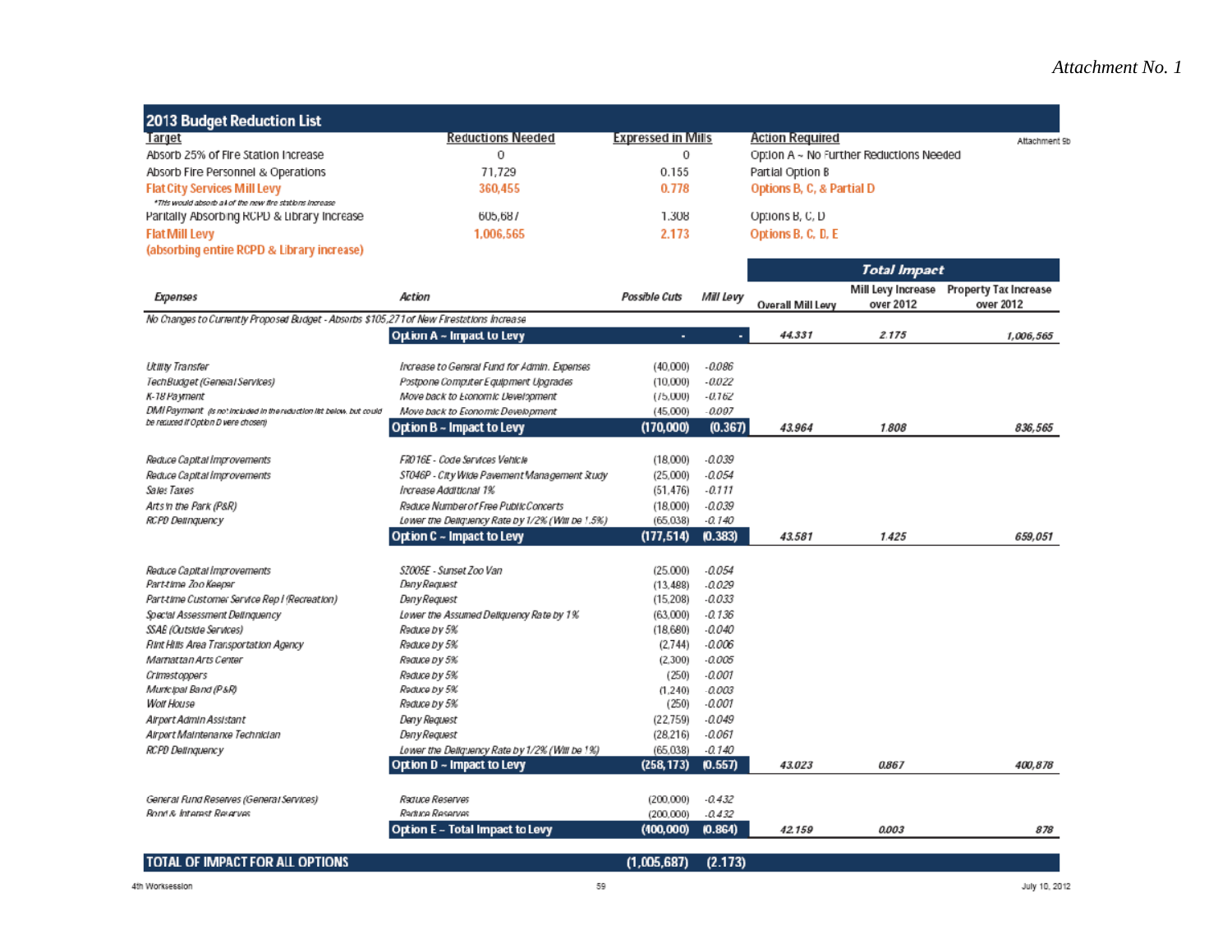*Attachment No. 1*

## 2013 Budget Reduction List

Attachment 9b

| Target | Reductions Needed | Expressed in Mills | Action Required |
|---|---|---|---|
| Absorb 25% of Fire Station Increase | 0 | 0 | Option A ~ No Further Reductions Needed |
| Absorb Fire Personnel & Operations | 71,729 | 0.155 | Partial Option B |
| **Flat City Services Mill Levy** *This would absorb all of the new fire stations increase | **360,455** | **0.778** | **Options B, C, & Partial D** |
| Partially Absorbing RCPD & Library Increase | 605,687 | 1.308 | Options B, C, D |
| **Flat Mill Levy (absorbing entire RCPD & Library increase)** | **1,006,565** | **2.173** | **Options B, C, D, E** |

| *Expenses* | *Action* | *Possible Cuts* | *Mill Levy* | *Overall Mill Levy* (Total Impact) | Mill Levy Increase over 2012 (Total Impact) | Property Tax Increase over 2012 (Total Impact) |
|---|---|---|---|---|---|---|
| *No Changes to Currently Proposed Budget - Absorbs $105,271 of New Firestations Increase* | | | | | | |
| | **Option A ~ Impact to Levy** | - | - | *44.331* | *2.175* | *1,006,565* |
| *Utility Transfer* | *Increase to General Fund for Admin. Expenses* | (40,000) | *-0.086* | | | |
| *TechBudget (General Services)* | *Postpone Computer Equipment Upgrades* | (10,000) | *-0.022* | | | |
| *K-18 Payment* | *Move back to Economic Development* | (75,000) | *-0.162* | | | |
| *DMI Payment (is not included in the reduction list below, but could be reduced if Option D were chosen)* | *Move back to Economic Development* | (45,000) | *-0.097* | | | |
| | **Option B ~ Impact to Levy** | **(170,000)** | **(0.367)** | *43.964* | *1.808* | *836,565* |
| *Reduce Capital Improvements* | *FR016E - Code Services Vehicle* | (18,000) | *-0.039* | | | |
| *Reduce Capital Improvements* | *ST046P - City Wide Pavement Management Study* | (25,000) | *-0.054* | | | |
| *Sales Taxes* | *Increase Additional 1%* | (51,476) | *-0.111* | | | |
| *Arts in the Park (P&R)* | *Reduce Number of Free Public Concerts* | (18,000) | *-0.039* | | | |
| *RCPD Delinquency* | *Lower the Deliquency Rate by 1/2% (Will be 1.5%)* | (65,038) | *-0.140* | | | |
| | **Option C ~ Impact to Levy** | **(177,514)** | **(0.383)** | *43.581* | *1.425* | *659,051* |
| *Reduce Capital Improvements* | *SZ005E - Sunset Zoo Van* | (25,000) | *-0.054* | | | |
| *Part-time Zoo Keeper* | *Deny Request* | (13,488) | *-0.029* | | | |
| *Part-time Customer Service Rep I (Recreation)* | *Deny Request* | (15,208) | *-0.033* | | | |
| *Special Assessment Delinquency* | *Lower the Assumed Deliquency Rate by 1%* | (63,000) | *-0.136* | | | |
| *SSAE (Outside Services)* | *Reduce by 5%* | (18,680) | *-0.040* | | | |
| *Flint Hills Area Transportation Agency* | *Reduce by 5%* | (2,744) | *-0.006* | | | |
| *Manhattan Arts Center* | *Reduce by 5%* | (2,300) | *-0.005* | | | |
| *Crimestoppers* | *Reduce by 5%* | (250) | *-0.001* | | | |
| *Municipal Band (P&R)* | *Reduce by 5%* | (1,240) | *-0.003* | | | |
| *Wolf House* | *Reduce by 5%* | (250) | *-0.001* | | | |
| *Airport Admin Assistant* | *Deny Request* | (22,759) | *-0.049* | | | |
| *Airport Maintenance Technician* | *Deny Request* | (28,216) | *-0.061* | | | |
| *RCPD Delinquency* | *Lower the Deliquency Rate by 1/2% (Will be 1%)* | (65,038) | *-0.140* | | | |
| | **Option D ~ Impact to Levy** | **(258,173)** | **(0.557)** | *43.023* | *0.867* | *400,878* |
| *General Fund Reserves (General Services)* | *Reduce Reserves* | (200,000) | *-0.432* | | | |
| *Bond & Interest Reserves* | *Reduce Reserves* | (200,000) | *-0.432* | | | |
| | **Option E ~ Total Impact to Levy** | **(400,000)** | **(0.864)** | *42.159* | *0.003* | *878* |
| **TOTAL OF IMPACT FOR ALL OPTIONS** | | **(1,005,687)** | **(2.173)** | | | |

4th Worksession

July 10, 2012